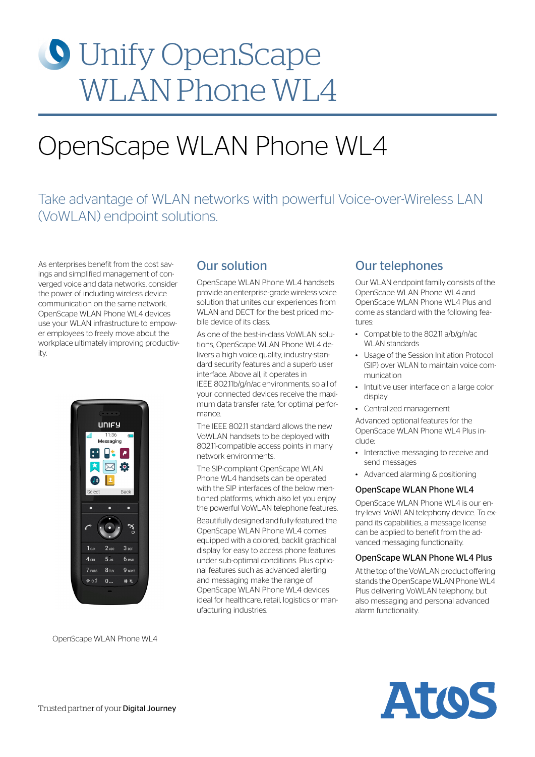# Unify OpenScape WLAN Phone WL4

## OpenScape WLAN Phone WL4

### Take advantage of WLAN networks with powerful Voice-over-Wireless LAN (VoWLAN) endpoint solutions.

As enterprises benefit from the cost savings and simplified management of converged voice and data networks, consider the power of including wireless device communication on the same network. OpenScape WLAN Phone WL4 devices use your WLAN infrastructure to empower employees to freely move about the workplace ultimately improving productivity.

OpenScape WLAN Phone WL4

### Our solution

OpenScape WLAN Phone WL4 handsets provide an enterprise-grade wireless voice solution that unites our experiences from WLAN and DECT for the best priced mobile device of its class.

As one of the best-in-class VoWLAN solutions, OpenScape WLAN Phone WL4 delivers a high voice quality, industry-standard security features and a superb user interface. Above all, it operates in IEEE 802.11b/g/n/ac environments, so all of your connected devices receive the maximum data transfer rate, for optimal performance.

The IEEE 802.11 standard allows the new VoWLAN handsets to be deployed with 802.11-compatible access points in many network environments.

The SIP-compliant OpenScape WLAN Phone WL4 handsets can be operated with the SIP interfaces of the below mentioned platforms, which also let you enjoy the powerful VoWLAN telephone features.

Beautifully designed and fully-featured, the OpenScape WLAN Phone WL4 comes equipped with a colored, backlit graphical display for easy to access phone features under sub-optimal conditions. Plus optional features such as advanced alerting and messaging make the range of OpenScape WLAN Phone WL4 devices ideal for healthcare, retail, logistics or manufacturing industries.

### Our telephones

Our WLAN endpoint family consists of the OpenScape WLAN Phone WL4 and OpenScape WLAN Phone WL4 Plus and come as standard with the following features:

- Compatible to the 802.11 a/b/g/n/ac WLAN standards
- Usage of the Session Initiation Protocol (SIP) over WLAN to maintain voice communication
- Intuitive user interface on a large color display
- Centralized management

Advanced optional features for the OpenScape WLAN Phone WL4 Plus include:

- Interactive messaging to receive and send messages
- Advanced alarming & positioning

#### OpenScape WLAN Phone WL4

OpenScape WLAN Phone WL4 is our entry-level VoWLAN telephony device. To expand its capabilities, a message license can be applied to benefit from the advanced messaging functionality.

#### OpenScape WLAN Phone WL4 Plus

At the top of the VoWLAN product offering stands the OpenScape WLAN Phone WL4 Plus delivering VoWLAN telephony, but also messaging and personal advanced alarm functionality.

Trusted partner of your **Digital Journey**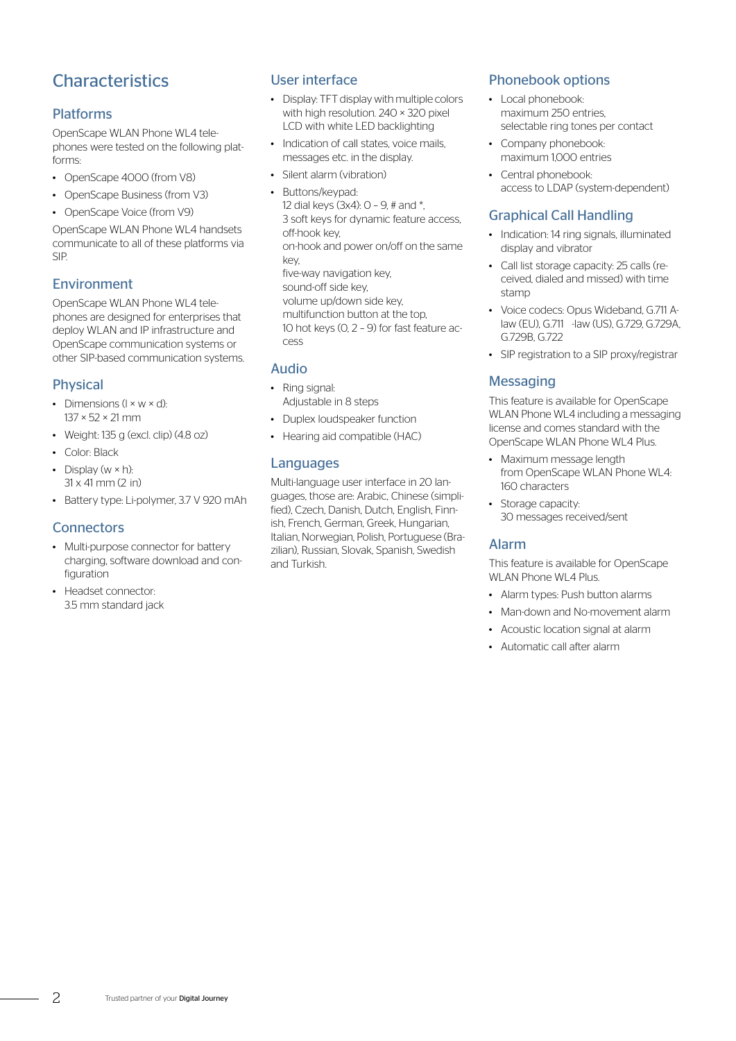# Characteristics

## Platforms

OpenScape WLAN Phone WL4 telephones were tested on the following platforms:

- OpenScape 4000 (from V8)
- OpenScape Business (from V3)
- OpenScape Voice (from V9)

OpenScape WLAN Phone WL4 handsets communicate to all of these platforms via SIP.

## Environment

OpenScape WLAN Phone WL4 telephones are designed for enterprises that deploy WLAN and IP infrastructure and OpenScape communication systems or other SIP-based communication systems.

## Physical

- Dimensions (l × w × d): 137 × 52 × 21 mm
- Weight: 135 g (excl. clip) (4.8 oz)
- Color: Black
- Display (w × h): 31 x 41 mm (2 in)
- Battery type: Li-polymer, 3.7 V 920 mAh

## Connectors

- Multi-purpose connector for battery charging, software download and configuration
- Headset connector: 3.5 mm standard jack

## User interface

- Display: TFT display with multiple colors with high resolution. 240 × 320 pixel LCD with white LED backlighting
- Indication of call states, voice mails, messages etc. in the display.
- Silent alarm (vibration)
- Buttons/keypad:
  12 dial keys (3x4): 0 – 9, # and *,
  3 soft keys for dynamic feature access,
  off-hook key,
  on-hook and power on/off on the same key,
  five-way navigation key,
  sound-off side key,
  volume up/down side key,
  multifunction button at the top,
  10 hot keys (0, 2 – 9) for fast feature access

## Audio

- Ring signal: Adjustable in 8 steps
- Duplex loudspeaker function
- Hearing aid compatible (HAC)

## Languages

Multi-language user interface in 20 languages, those are: Arabic, Chinese (simplified), Czech, Danish, Dutch, English, Finnish, French, German, Greek, Hungarian, Italian, Norwegian, Polish, Portuguese (Brazilian), Russian, Slovak, Spanish, Swedish and Turkish.

## Phonebook options

- Local phonebook: maximum 250 entries, selectable ring tones per contact
- Company phonebook: maximum 1,000 entries
- Central phonebook: access to LDAP (system-dependent)

## Graphical Call Handling

- Indication: 14 ring signals, illuminated display and vibrator
- Call list storage capacity: 25 calls (received, dialed and missed) with time stamp
- Voice codecs: Opus Wideband, G.711 A-law (EU), G.711 -law (US), G.729, G.729A, G.729B, G.722
- SIP registration to a SIP proxy/registrar

## Messaging

This feature is available for OpenScape WLAN Phone WL4 including a messaging license and comes standard with the OpenScape WLAN Phone WL4 Plus.

- Maximum message length from OpenScape WLAN Phone WL4: 160 characters
- Storage capacity: 30 messages received/sent

## Alarm

This feature is available for OpenScape WLAN Phone WL4 Plus.

- Alarm types: Push button alarms
- Man-down and No-movement alarm
- Acoustic location signal at alarm
- Automatic call after alarm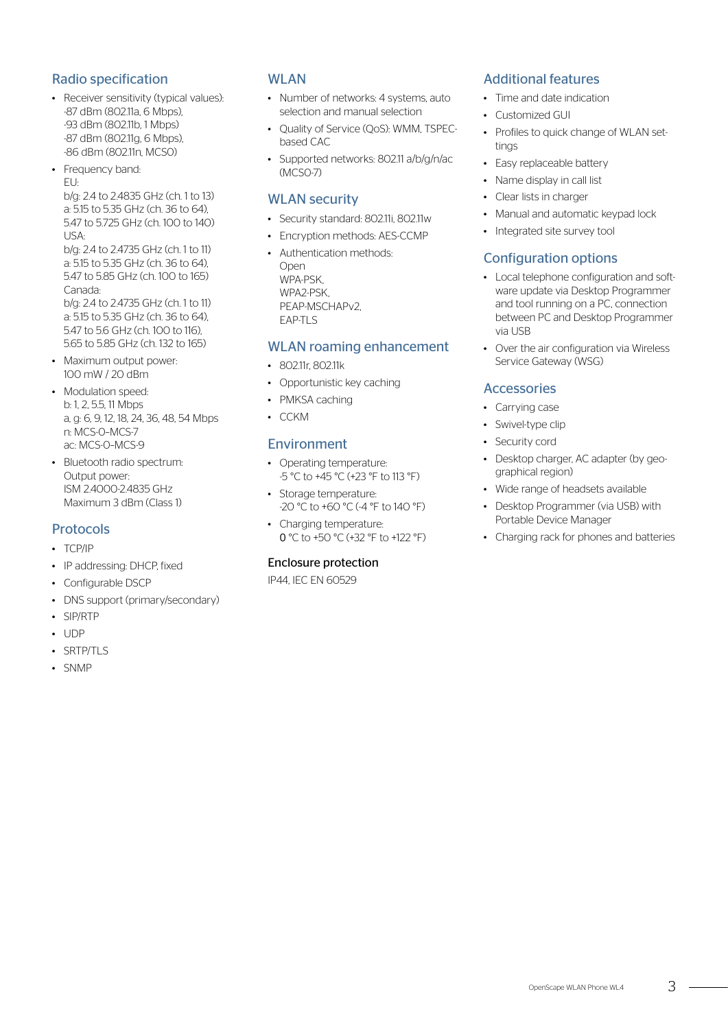## Radio specification

- Receiver sensitivity (typical values):
  -87 dBm (802.11a, 6 Mbps),
  -93 dBm (802.11b, 1 Mbps)
  -87 dBm (802.11g, 6 Mbps),
  -86 dBm (802.11n, MCS0)
- Frequency band:
  EU:
  b/g: 2.4 to 2.4835 GHz (ch. 1 to 13)
  a: 5.15 to 5.35 GHz (ch. 36 to 64),
  5.47 to 5.725 GHz (ch. 100 to 140)
  USA:
  b/g: 2.4 to 2.4735 GHz (ch. 1 to 11)
  a: 5.15 to 5.35 GHz (ch. 36 to 64),
  5.47 to 5.85 GHz (ch. 100 to 165)
  Canada:
  b/g: 2.4 to 2.4735 GHz (ch. 1 to 11)
  a: 5.15 to 5.35 GHz (ch. 36 to 64),
  5.47 to 5.6 GHz (ch. 100 to 116),
  5.65 to 5.85 GHz (ch. 132 to 165)
- Maximum output power:
  100 mW / 20 dBm
- Modulation speed:
  b: 1, 2, 5.5, 11 Mbps
  a, g: 6, 9, 12, 18, 24, 36, 48, 54 Mbps
  n: MCS-0–MCS-7
  ac: MCS-0–MCS-9
- Bluetooth radio spectrum:
  Output power:
  ISM 2.4000-2.4835 GHz
  Maximum 3 dBm (Class 1)

## Protocols

- TCP/IP
- IP addressing: DHCP, fixed
- Configurable DSCP
- DNS support (primary/secondary)
- SIP/RTP
- UDP
- SRTP/TLS
- SNMP

## WLAN

- Number of networks: 4 systems, auto selection and manual selection
- Quality of Service (QoS): WMM, TSPEC-based CAC
- Supported networks: 802.11 a/b/g/n/ac (MCS0-7)

## WLAN security

- Security standard: 802.11i, 802.11w
- Encryption methods: AES-CCMP
- Authentication methods:
  Open
  WPA-PSK,
  WPA2-PSK,
  PEAP-MSCHAPv2,
  EAP-TLS

## WLAN roaming enhancement

- 802.11r, 802.11k
- Opportunistic key caching
- PMKSA caching
- CCKM

## Environment

- Operating temperature:
  -5 °C to +45 °C (+23 °F to 113 °F)
- Storage temperature:
  -20 °C to +60 °C (-4 °F to 140 °F)
- Charging temperature:
  0 °C to +50 °C (+32 °F to +122 °F)

### Enclosure protection

IP44, IEC EN 60529

## Additional features

- Time and date indication
- Customized GUI
- Profiles to quick change of WLAN settings
- Easy replaceable battery
- Name display in call list
- Clear lists in charger
- Manual and automatic keypad lock
- Integrated site survey tool

## Configuration options

- Local telephone configuration and software update via Desktop Programmer and tool running on a PC, connection between PC and Desktop Programmer via USB
- Over the air configuration via Wireless Service Gateway (WSG)

## Accessories

- Carrying case
- Swivel-type clip
- Security cord
- Desktop charger, AC adapter (by geographical region)
- Wide range of headsets available
- Desktop Programmer (via USB) with Portable Device Manager
- Charging rack for phones and batteries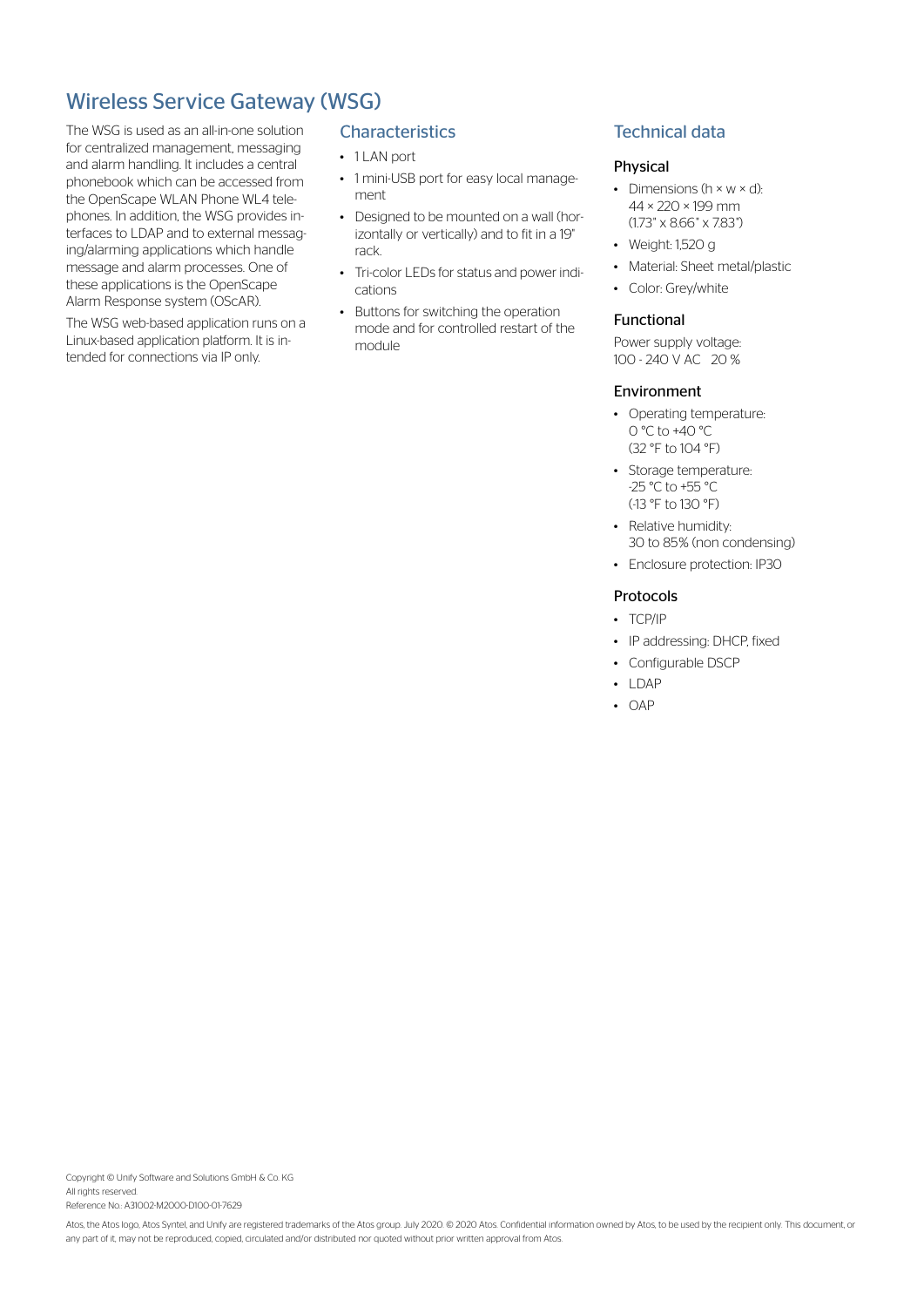## Wireless Service Gateway (WSG)

The WSG is used as an all-in-one solution for centralized management, messaging and alarm handling. It includes a central phonebook which can be accessed from the OpenScape WLAN Phone WL4 telephones. In addition, the WSG provides interfaces to LDAP and to external messaging/alarming applications which handle message and alarm processes. One of these applications is the OpenScape Alarm Response system (OScAR).

The WSG web-based application runs on a Linux-based application platform. It is intended for connections via IP only.

### Characteristics

- 1 LAN port
- 1 mini-USB port for easy local management
- Designed to be mounted on a wall (horizontally or vertically) and to fit in a 19" rack.
- Tri-color LEDs for status and power indications
- Buttons for switching the operation mode and for controlled restart of the module

### Technical data

#### Physical

- Dimensions (h × w × d): 44 × 220 × 199 mm (1.73" x 8.66" x 7.83")
- Weight: 1,520 g
- Material: Sheet metal/plastic
- Color: Grey/white

#### Functional

Power supply voltage:
100 - 240 V AC   20 %

#### Environment

- Operating temperature: 0 °C to +40 °C (32 °F to 104 °F)
- Storage temperature: -25 °C to +55 °C (-13 °F to 130 °F)
- Relative humidity: 30 to 85% (non condensing)
- Enclosure protection: IP30

#### Protocols

- TCP/IP
- IP addressing: DHCP, fixed
- Configurable DSCP
- LDAP
- OAP

Copyright © Unify Software and Solutions GmbH & Co. KG
All rights reserved.
Reference No.: A31002-M2000-D100-01-7629

Atos, the Atos logo, Atos Syntel, and Unify are registered trademarks of the Atos group. July 2020. © 2020 Atos. Confidential information owned by Atos, to be used by the recipient only. This document, or any part of it, may not be reproduced, copied, circulated and/or distributed nor quoted without prior written approval from Atos.